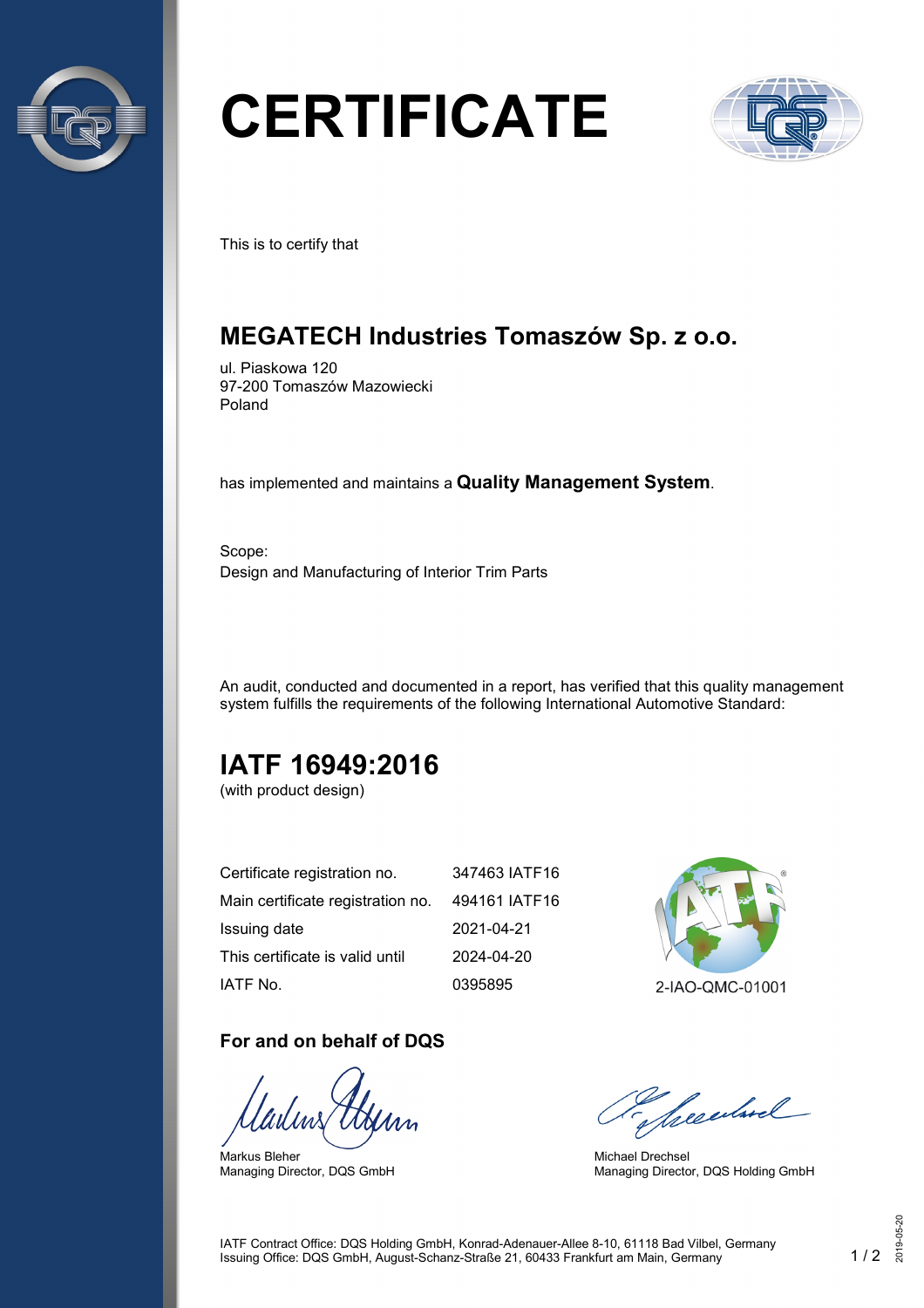# CERTIFICATE

This is to certify that

## MEGATECH Industries Tomaszów Sp. z o.o.

ul. Piaskowa 120
97-200 Tomaszów Mazowiecki
Poland

has implemented and maintains a **Quality Management System**.

Scope:
Design and Manufacturing of Interior Trim Parts

An audit, conducted and documented in a report, has verified that this quality management system fulfills the requirements of the following International Automotive Standard:

## IATF 16949:2016

(with product design)

| | |
|---|---|
| Certificate registration no. | 347463 IATF16 |
| Main certificate registration no. | 494161 IATF16 |
| Issuing date | 2021-04-21 |
| This certificate is valid until | 2024-04-20 |
| IATF No. | 0395895 |

2-IAO-QMC-01001

### For and on behalf of DQS

Markus Bleher
Managing Director, DQS GmbH

Michael Drechsel
Managing Director, DQS Holding GmbH

IATF Contract Office: DQS Holding GmbH, Konrad-Adenauer-Allee 8-10, 61118 Bad Vilbel, Germany
Issuing Office: DQS GmbH, August-Schanz-Straße 21, 60433 Frankfurt am Main, Germany

2019-05-20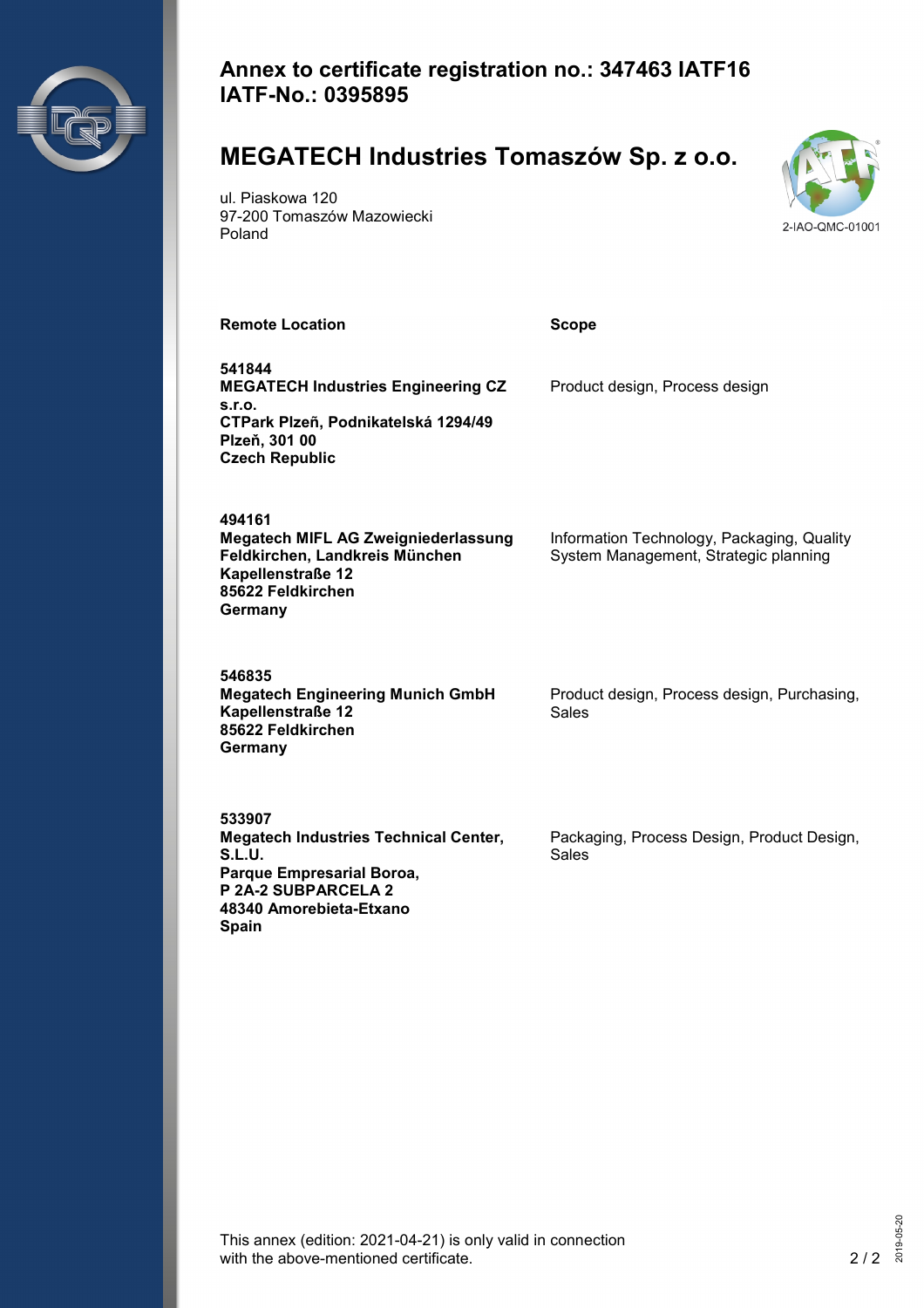# Annex to certificate registration no.: 347463 IATF16
# IATF-No.: 0395895

## MEGATECH Industries Tomaszów Sp. z o.o.

ul. Piaskowa 120
97-200 Tomaszów Mazowiecki
Poland

2-IAO-QMC-01001

| Remote Location | Scope |
|---|---|
| **541844**<br>**MEGATECH Industries Engineering CZ s.r.o.**<br>**CTPark Plzeň, Podnikatelská 1294/49**<br>**Plzeň, 301 00**<br>**Czech Republic** | Product design, Process design |
| **494161**<br>**Megatech MIFL AG Zweigniederlassung Feldkirchen, Landkreis München**<br>**Kapellenstraße 12**<br>**85622 Feldkirchen**<br>**Germany** | Information Technology, Packaging, Quality System Management, Strategic planning |
| **546835**<br>**Megatech Engineering Munich GmbH**<br>**Kapellenstraße 12**<br>**85622 Feldkirchen**<br>**Germany** | Product design, Process design, Purchasing, Sales |
| **533907**<br>**Megatech Industries Technical Center, S.L.U.**<br>**Parque Empresarial Boroa,**<br>**P 2A-2 SUBPARCELA 2**<br>**48340 Amorebieta-Etxano**<br>**Spain** | Packaging, Process Design, Product Design, Sales |

This annex (edition: 2021-04-21) is only valid in connection with the above-mentioned certificate.

2019-05-20